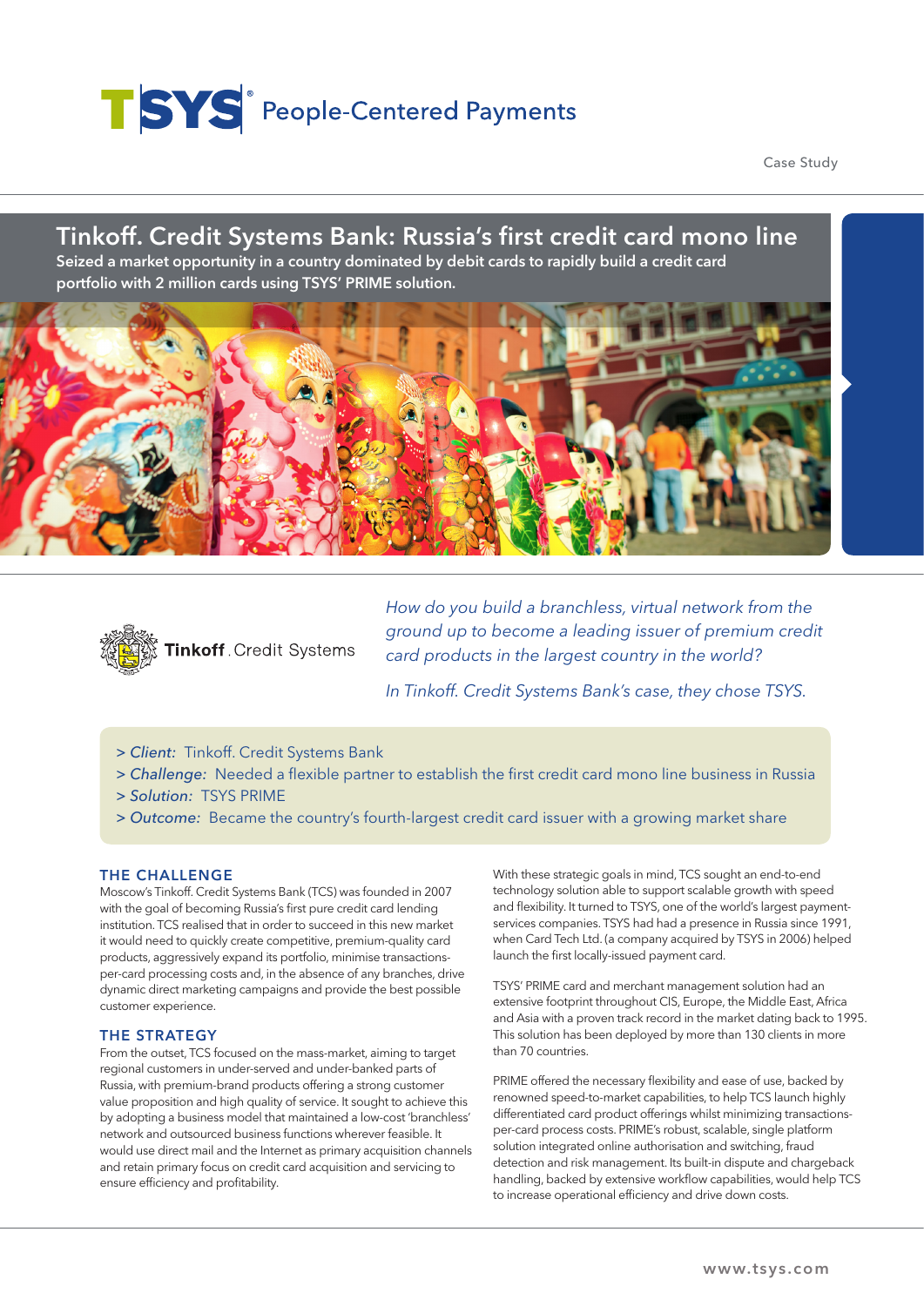TSYS® People-Centered Payments

Case Study

# Tinkoff. Credit Systems Bank: Russia's first credit card mono line

**Seized a market opportunity in a country dominated by debit cards to rapidly build a credit card portfolio with 2 million cards using TSYS' PRIME solution.**

Tinkoff. Credit Systems

*How do you build a branchless, virtual network from the ground up to become a leading issuer of premium credit card products in the largest country in the world?*

*In Tinkoff. Credit Systems Bank's case, they chose TSYS.*

> *Client:* Tinkoff. Credit Systems Bank
> *Challenge:* Needed a flexible partner to establish the first credit card mono line business in Russia
> *Solution:* TSYS PRIME
> *Outcome:* Became the country's fourth-largest credit card issuer with a growing market share

## THE CHALLENGE

Moscow's Tinkoff. Credit Systems Bank (TCS) was founded in 2007 with the goal of becoming Russia's first pure credit card lending institution. TCS realised that in order to succeed in this new market it would need to quickly create competitive, premium-quality card products, aggressively expand its portfolio, minimise transactions-per-card processing costs and, in the absence of any branches, drive dynamic direct marketing campaigns and provide the best possible customer experience.

## THE STRATEGY

From the outset, TCS focused on the mass-market, aiming to target regional customers in under-served and under-banked parts of Russia, with premium-brand products offering a strong customer value proposition and high quality of service. It sought to achieve this by adopting a business model that maintained a low-cost 'branchless' network and outsourced business functions wherever feasible. It would use direct mail and the Internet as primary acquisition channels and retain primary focus on credit card acquisition and servicing to ensure efficiency and profitability.

With these strategic goals in mind, TCS sought an end-to-end technology solution able to support scalable growth with speed and flexibility. It turned to TSYS, one of the world's largest payment-services companies. TSYS had had a presence in Russia since 1991, when Card Tech Ltd. (a company acquired by TSYS in 2006) helped launch the first locally-issued payment card.

TSYS' PRIME card and merchant management solution had an extensive footprint throughout CIS, Europe, the Middle East, Africa and Asia with a proven track record in the market dating back to 1995. This solution has been deployed by more than 130 clients in more than 70 countries.

PRIME offered the necessary flexibility and ease of use, backed by renowned speed-to-market capabilities, to help TCS launch highly differentiated card product offerings whilst minimizing transactions-per-card process costs. PRIME's robust, scalable, single platform solution integrated online authorisation and switching, fraud detection and risk management. Its built-in dispute and chargeback handling, backed by extensive workflow capabilities, would help TCS to increase operational efficiency and drive down costs.

www.tsys.com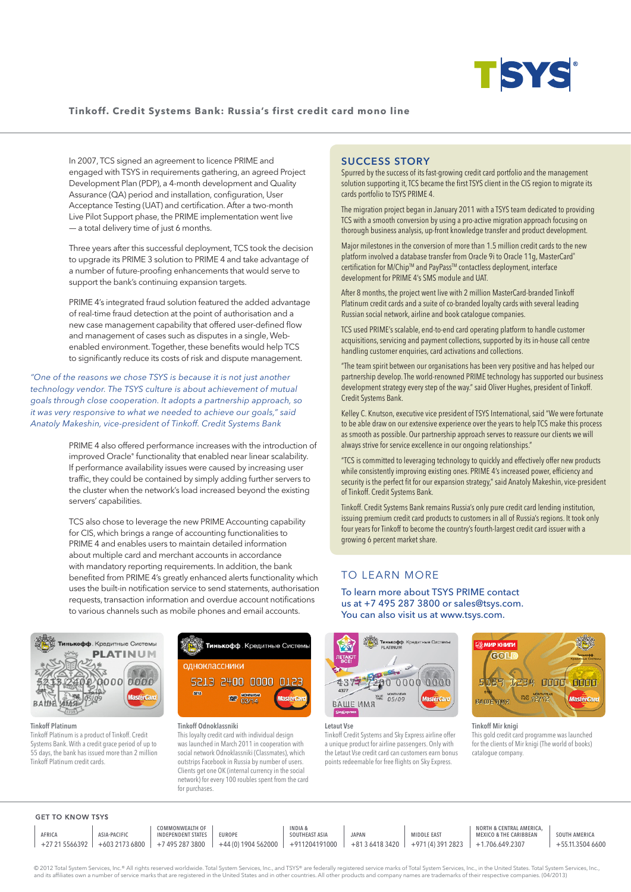# Tinkoff. Credit Systems Bank: Russia's first credit card mono line

In 2007, TCS signed an agreement to licence PRIME and engaged with TSYS in requirements gathering, an agreed Project Development Plan (PDP), a 4-month development and Quality Assurance (QA) period and installation, configuration, User Acceptance Testing (UAT) and certification. After a two-month Live Pilot Support phase, the PRIME implementation went live — a total delivery time of just 6 months.

Three years after this successful deployment, TCS took the decision to upgrade its PRIME 3 solution to PRIME 4 and take advantage of a number of future-proofing enhancements that would serve to support the bank's continuing expansion targets.

PRIME 4's integrated fraud solution featured the added advantage of real-time fraud detection at the point of authorisation and a new case management capability that offered user-defined flow and management of cases such as disputes in a single, Web-enabled environment. Together, these benefits would help TCS to significantly reduce its costs of risk and dispute management.

*"One of the reasons we chose TSYS is because it is not just another technology vendor. The TSYS culture is about achievement of mutual goals through close cooperation. It adopts a partnership approach, so it was very responsive to what we needed to achieve our goals," said Anatoly Makeshin, vice-president of Tinkoff. Credit Systems Bank*

PRIME 4 also offered performance increases with the introduction of improved Oracle® functionality that enabled near linear scalability. If performance availability issues were caused by increasing user traffic, they could be contained by simply adding further servers to the cluster when the network's load increased beyond the existing servers' capabilities.

TCS also chose to leverage the new PRIME Accounting capability for CIS, which brings a range of accounting functionalities to PRIME 4 and enables users to maintain detailed information about multiple card and merchant accounts in accordance with mandatory reporting requirements. In addition, the bank benefited from PRIME 4's greatly enhanced alerts functionality which uses the built-in notification service to send statements, authorisation requests, transaction information and overdue account notifications to various channels such as mobile phones and email accounts.

## SUCCESS STORY

Spurred by the success of its fast-growing credit card portfolio and the management solution supporting it, TCS became the first TSYS client in the CIS region to migrate its cards portfolio to TSYS PRIME 4.

The migration project began in January 2011 with a TSYS team dedicated to providing TCS with a smooth conversion by using a pro-active migration approach focusing on thorough business analysis, up-front knowledge transfer and product development.

Major milestones in the conversion of more than 1.5 million credit cards to the new platform involved a database transfer from Oracle 9i to Oracle 11g, MasterCard® certification for M/Chip™ and PayPass™ contactless deployment, interface development for PRIME 4's SMS module and UAT.

After 8 months, the project went live with 2 million MasterCard-branded Tinkoff Platinum credit cards and a suite of co-branded loyalty cards with several leading Russian social network, airline and book catalogue companies.

TCS used PRIME's scalable, end-to-end card operating platform to handle customer acquisitions, servicing and payment collections, supported by its in-house call centre handling customer enquiries, card activations and collections.

"The team spirit between our organisations has been very positive and has helped our partnership develop. The world-renowned PRIME technology has supported our business development strategy every step of the way." said Oliver Hughes, president of Tinkoff. Credit Systems Bank.

Kelley C. Knutson, executive vice president of TSYS International, said "We were fortunate to be able draw on our extensive experience over the years to help TCS make this process as smooth as possible. Our partnership approach serves to reassure our clients we will always strive for service excellence in our ongoing relationships."

"TCS is committed to leveraging technology to quickly and effectively offer new products while consistently improving existing ones. PRIME 4's increased power, efficiency and security is the perfect fit for our expansion strategy," said Anatoly Makeshin, vice-president of Tinkoff. Credit Systems Bank.

Tinkoff. Credit Systems Bank remains Russia's only pure credit card lending institution, issuing premium credit card products to customers in all of Russia's regions. It took only four years for Tinkoff to become the country's fourth-largest credit card issuer with a growing 6 percent market share.

## TO LEARN MORE

To learn more about TSYS PRIME contact us at +7 495 287 3800 or sales@tsys.com. You can also visit us at www.tsys.com.

**Tinkoff Platinum**
Tinkoff Platinum is a product of Tinkoff. Credit Systems Bank. With a credit grace period of up to 55 days, the bank has issued more than 2 million Tinkoff Platinum credit cards.

**Tinkoff Odnoklassniki**
This loyalty credit card with individual design was launched in March 2011 in cooperation with social network Odnoklassniki (Classmates), which outstrips Facebook in Russia by number of users. Clients get one OK (internal currency in the social network) for every 100 roubles spent from the card for purchases.

**Letaut Vse**
Tinkoff Credit Systems and Sky Express airline offer a unique product for airline passengers. Only with the Letaut Vse credit card can customers earn bonus points redeemable for free flights on Sky Express.

**Tinkoff Mir knigi**
This gold credit card programme was launched for the clients of Mir knigi (The world of books) catalogue company.

## GET TO KNOW TSYS

| AFRICA | ASIA-PACIFIC | COMMONWEALTH OF INDEPENDENT STATES | EUROPE | INDIA & SOUTHEAST ASIA | JAPAN | MIDDLE EAST | NORTH & CENTRAL AMERICA, MEXICO & THE CARIBBEAN | SOUTH AMERICA |
|---|---|---|---|---|---|---|---|---|
| +27 21 5566392 | +603 2173 6800 | +7 495 287 3800 | +44 (0) 1904 562000 | +911204191000 | +81 3 6418 3420 | +971 (4) 391 2823 | +1.706.649.2307 | +55.11.3504 6600 |

© 2012 Total System Services, Inc.® All rights reserved worldwide. Total System Services, Inc., and TSYS® are federally registered service marks of Total System Services, Inc., in the United States. Total System Services, Inc., and its affiliates own a number of service marks that are registered in the United States and in other countries. All other products and company names are trademarks of their respective companies. (04/2013)